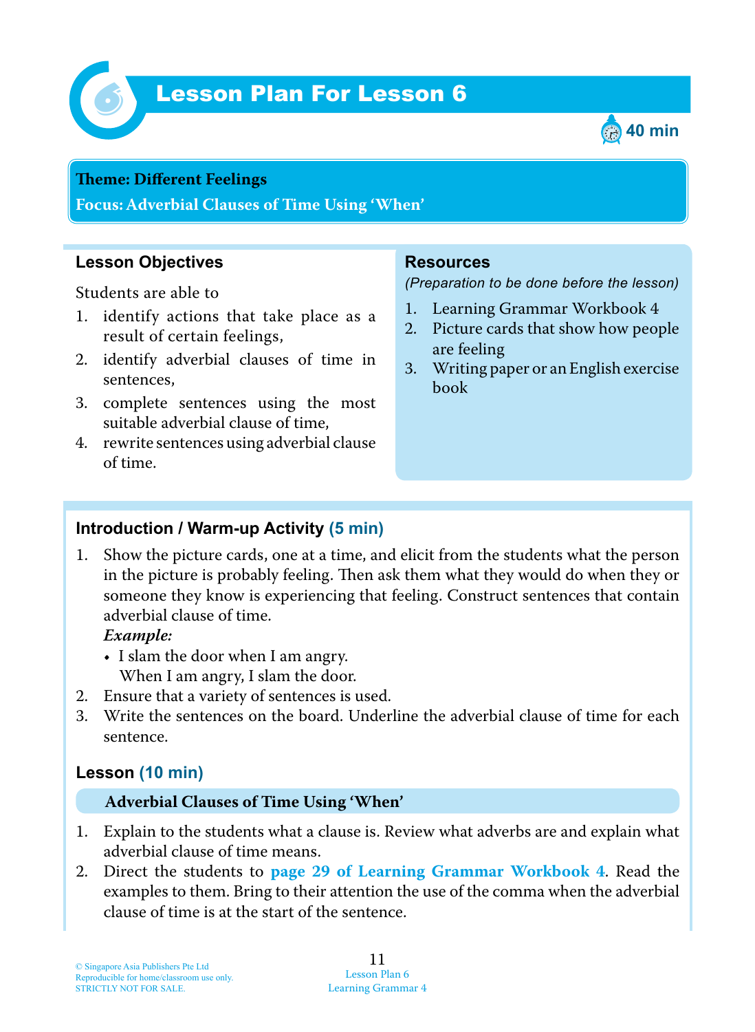# Lesson Plan For Lesson 6

40 min

**Theme: Different Feelings**

**Focus: Adverbial Clauses of Time Using 'When'**

## Lesson Objectives

Students are able to

1. identify actions that take place as a result of certain feelings,
2. identify adverbial clauses of time in sentences,
3. complete sentences using the most suitable adverbial clause of time,
4. rewrite sentences using adverbial clause of time.

## Resources

*(Preparation to be done before the lesson)*

1. Learning Grammar Workbook 4
2. Picture cards that show how people are feeling
3. Writing paper or an English exercise book

## Introduction / Warm-up Activity (5 min)

1. Show the picture cards, one at a time, and elicit from the students what the person in the picture is probably feeling. Then ask them what they would do when they or someone they know is experiencing that feeling. Construct sentences that contain adverbial clause of time.
   ***Example:***
   - I slam the door when I am angry.
     When I am angry, I slam the door.
2. Ensure that a variety of sentences is used.
3. Write the sentences on the board. Underline the adverbial clause of time for each sentence.

## Lesson (10 min)

**Adverbial Clauses of Time Using 'When'**

1. Explain to the students what a clause is. Review what adverbs are and explain what adverbial clause of time means.
2. Direct the students to **page 29 of Learning Grammar Workbook 4**. Read the examples to them. Bring to their attention the use of the comma when the adverbial clause of time is at the start of the sentence.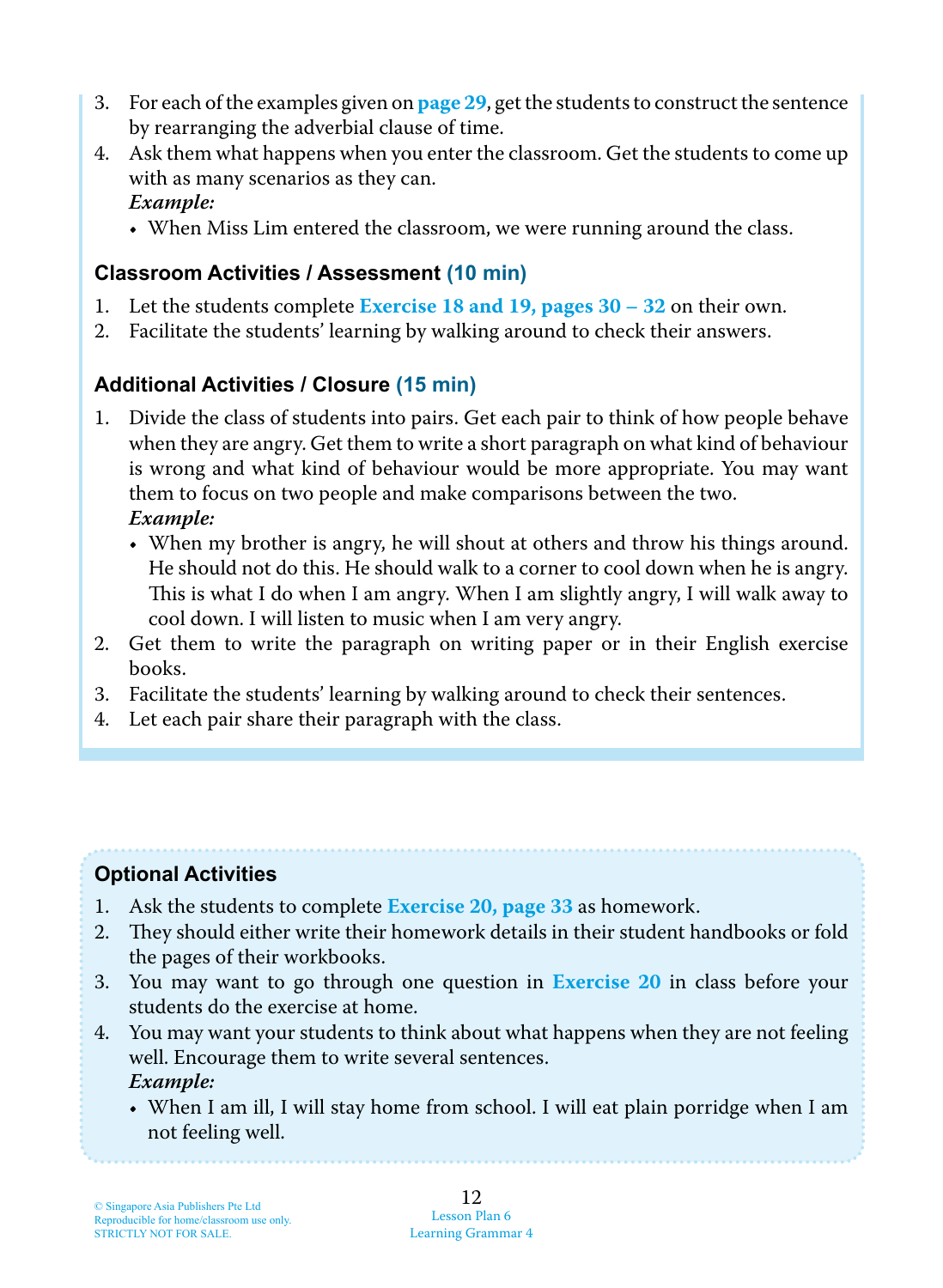3. For each of the examples given on **page 29**, get the students to construct the sentence by rearranging the adverbial clause of time.
4. Ask them what happens when you enter the classroom. Get the students to come up with as many scenarios as they can.

   ***Example:***

   - When Miss Lim entered the classroom, we were running around the class.

### Classroom Activities / Assessment (10 min)

1. Let the students complete **Exercise 18 and 19, pages 30 – 32** on their own.
2. Facilitate the students' learning by walking around to check their answers.

### Additional Activities / Closure (15 min)

1. Divide the class of students into pairs. Get each pair to think of how people behave when they are angry. Get them to write a short paragraph on what kind of behaviour is wrong and what kind of behaviour would be more appropriate. You may want them to focus on two people and make comparisons between the two.

   ***Example:***

   - When my brother is angry, he will shout at others and throw his things around. He should not do this. He should walk to a corner to cool down when he is angry. This is what I do when I am angry. When I am slightly angry, I will walk away to cool down. I will listen to music when I am very angry.
2. Get them to write the paragraph on writing paper or in their English exercise books.
3. Facilitate the students' learning by walking around to check their sentences.
4. Let each pair share their paragraph with the class.

### Optional Activities

1. Ask the students to complete **Exercise 20, page 33** as homework.
2. They should either write their homework details in their student handbooks or fold the pages of their workbooks.
3. You may want to go through one question in **Exercise 20** in class before your students do the exercise at home.
4. You may want your students to think about what happens when they are not feeling well. Encourage them to write several sentences.

   ***Example:***

   - When I am ill, I will stay home from school. I will eat plain porridge when I am not feeling well.